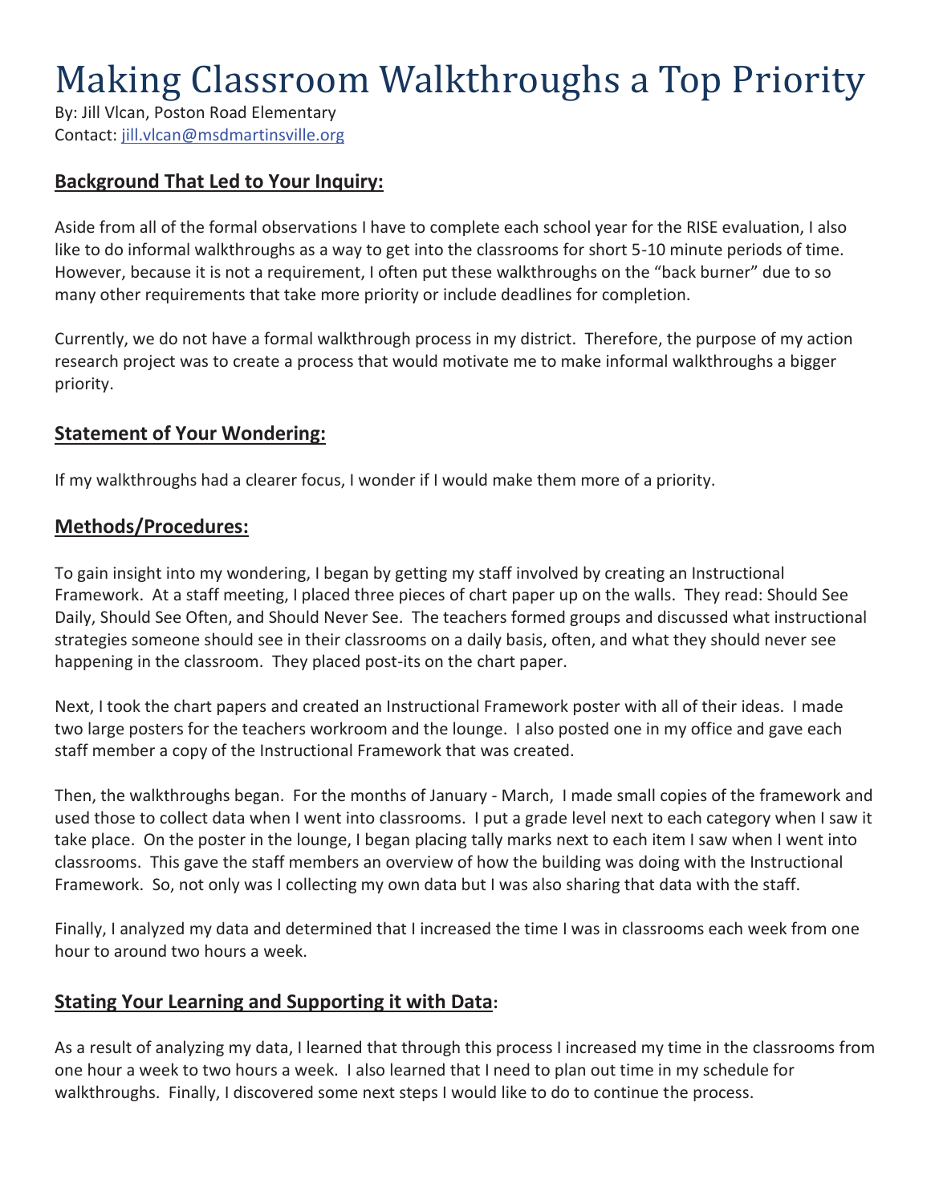# Making Classroom Walkthroughs a Top Priority

By: Jill Vlcan, Poston Road Elementary
Contact: jill.vlcan@msdmartinsville.org

## Background That Led to Your Inquiry:

Aside from all of the formal observations I have to complete each school year for the RISE evaluation, I also like to do informal walkthroughs as a way to get into the classrooms for short 5-10 minute periods of time. However, because it is not a requirement, I often put these walkthroughs on the "back burner" due to so many other requirements that take more priority or include deadlines for completion.

Currently, we do not have a formal walkthrough process in my district. Therefore, the purpose of my action research project was to create a process that would motivate me to make informal walkthroughs a bigger priority.

## Statement of Your Wondering:

If my walkthroughs had a clearer focus, I wonder if I would make them more of a priority.

## Methods/Procedures:

To gain insight into my wondering, I began by getting my staff involved by creating an Instructional Framework. At a staff meeting, I placed three pieces of chart paper up on the walls. They read: Should See Daily, Should See Often, and Should Never See. The teachers formed groups and discussed what instructional strategies someone should see in their classrooms on a daily basis, often, and what they should never see happening in the classroom. They placed post-its on the chart paper.

Next, I took the chart papers and created an Instructional Framework poster with all of their ideas. I made two large posters for the teachers workroom and the lounge. I also posted one in my office and gave each staff member a copy of the Instructional Framework that was created.

Then, the walkthroughs began. For the months of January - March, I made small copies of the framework and used those to collect data when I went into classrooms. I put a grade level next to each category when I saw it take place. On the poster in the lounge, I began placing tally marks next to each item I saw when I went into classrooms. This gave the staff members an overview of how the building was doing with the Instructional Framework. So, not only was I collecting my own data but I was also sharing that data with the staff.

Finally, I analyzed my data and determined that I increased the time I was in classrooms each week from one hour to around two hours a week.

## Stating Your Learning and Supporting it with Data:

As a result of analyzing my data, I learned that through this process I increased my time in the classrooms from one hour a week to two hours a week. I also learned that I need to plan out time in my schedule for walkthroughs. Finally, I discovered some next steps I would like to do to continue the process.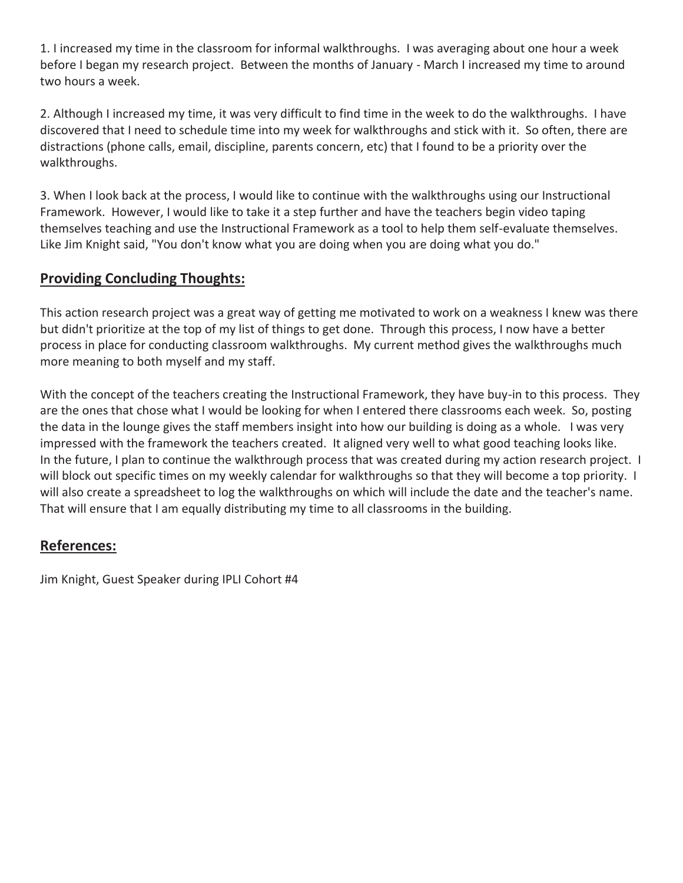1. I increased my time in the classroom for informal walkthroughs. I was averaging about one hour a week before I began my research project. Between the months of January - March I increased my time to around two hours a week.

2. Although I increased my time, it was very difficult to find time in the week to do the walkthroughs. I have discovered that I need to schedule time into my week for walkthroughs and stick with it. So often, there are distractions (phone calls, email, discipline, parents concern, etc) that I found to be a priority over the walkthroughs.

3. When I look back at the process, I would like to continue with the walkthroughs using our Instructional Framework. However, I would like to take it a step further and have the teachers begin video taping themselves teaching and use the Instructional Framework as a tool to help them self-evaluate themselves. Like Jim Knight said, "You don't know what you are doing when you are doing what you do."

## Providing Concluding Thoughts:

This action research project was a great way of getting me motivated to work on a weakness I knew was there but didn't prioritize at the top of my list of things to get done. Through this process, I now have a better process in place for conducting classroom walkthroughs. My current method gives the walkthroughs much more meaning to both myself and my staff.

With the concept of the teachers creating the Instructional Framework, they have buy-in to this process. They are the ones that chose what I would be looking for when I entered there classrooms each week. So, posting the data in the lounge gives the staff members insight into how our building is doing as a whole. I was very impressed with the framework the teachers created. It aligned very well to what good teaching looks like. In the future, I plan to continue the walkthrough process that was created during my action research project. I will block out specific times on my weekly calendar for walkthroughs so that they will become a top priority. I will also create a spreadsheet to log the walkthroughs on which will include the date and the teacher's name. That will ensure that I am equally distributing my time to all classrooms in the building.

## References:

Jim Knight, Guest Speaker during IPLI Cohort #4